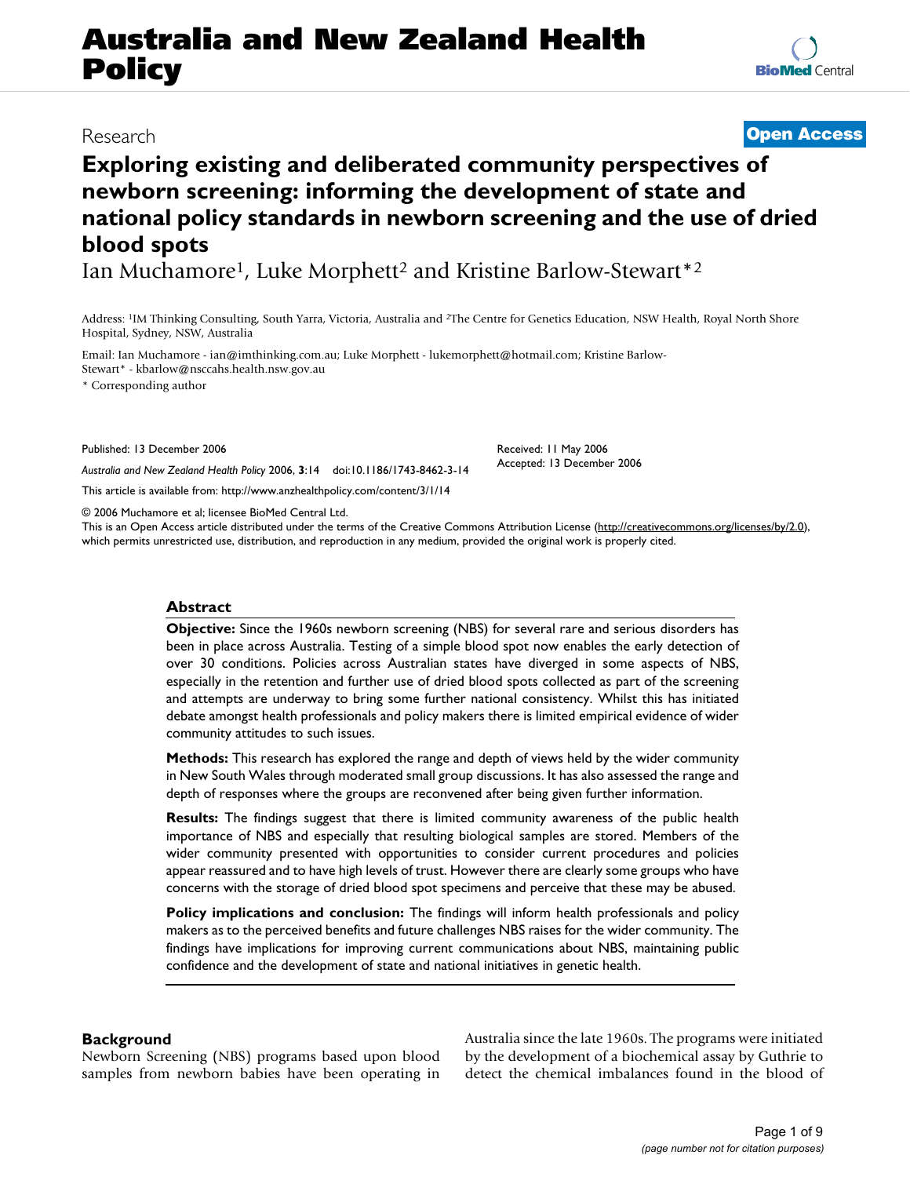Research

**Open Access**

# Exploring existing and deliberated community perspectives of newborn screening: informing the development of state and national policy standards in newborn screening and the use of dried blood spots

Ian Muchamore[1], Luke Morphett[2] and Kristine Barlow-Stewart*[2]

Address: [1]IM Thinking Consulting, South Yarra, Victoria, Australia and [2]The Centre for Genetics Education, NSW Health, Royal North Shore Hospital, Sydney, NSW, Australia

Email: Ian Muchamore - ian@imthinking.com.au; Luke Morphett - lukemorphett@hotmail.com; Kristine Barlow-Stewart* - kbarlow@nsccahs.health.nsw.gov.au

* Corresponding author

Published: 13 December 2006

*Australia and New Zealand Health Policy* 2006, **3**:14 doi:10.1186/1743-8462-3-14

Received: 11 May 2006
Accepted: 13 December 2006

This article is available from: http://www.anzhealthpolicy.com/content/3/1/14

© 2006 Muchamore et al; licensee BioMed Central Ltd.
This is an Open Access article distributed under the terms of the Creative Commons Attribution License (http://creativecommons.org/licenses/by/2.0), which permits unrestricted use, distribution, and reproduction in any medium, provided the original work is properly cited.

## Abstract

**Objective:** Since the 1960s newborn screening (NBS) for several rare and serious disorders has been in place across Australia. Testing of a simple blood spot now enables the early detection of over 30 conditions. Policies across Australian states have diverged in some aspects of NBS, especially in the retention and further use of dried blood spots collected as part of the screening and attempts are underway to bring some further national consistency. Whilst this has initiated debate amongst health professionals and policy makers there is limited empirical evidence of wider community attitudes to such issues.

**Methods:** This research has explored the range and depth of views held by the wider community in New South Wales through moderated small group discussions. It has also assessed the range and depth of responses where the groups are reconvened after being given further information.

**Results:** The findings suggest that there is limited community awareness of the public health importance of NBS and especially that resulting biological samples are stored. Members of the wider community presented with opportunities to consider current procedures and policies appear reassured and to have high levels of trust. However there are clearly some groups who have concerns with the storage of dried blood spot specimens and perceive that these may be abused.

**Policy implications and conclusion:** The findings will inform health professionals and policy makers as to the perceived benefits and future challenges NBS raises for the wider community. The findings have implications for improving current communications about NBS, maintaining public confidence and the development of state and national initiatives in genetic health.

## Background

Newborn Screening (NBS) programs based upon blood samples from newborn babies have been operating in Australia since the late 1960s. The programs were initiated by the development of a biochemical assay by Guthrie to detect the chemical imbalances found in the blood of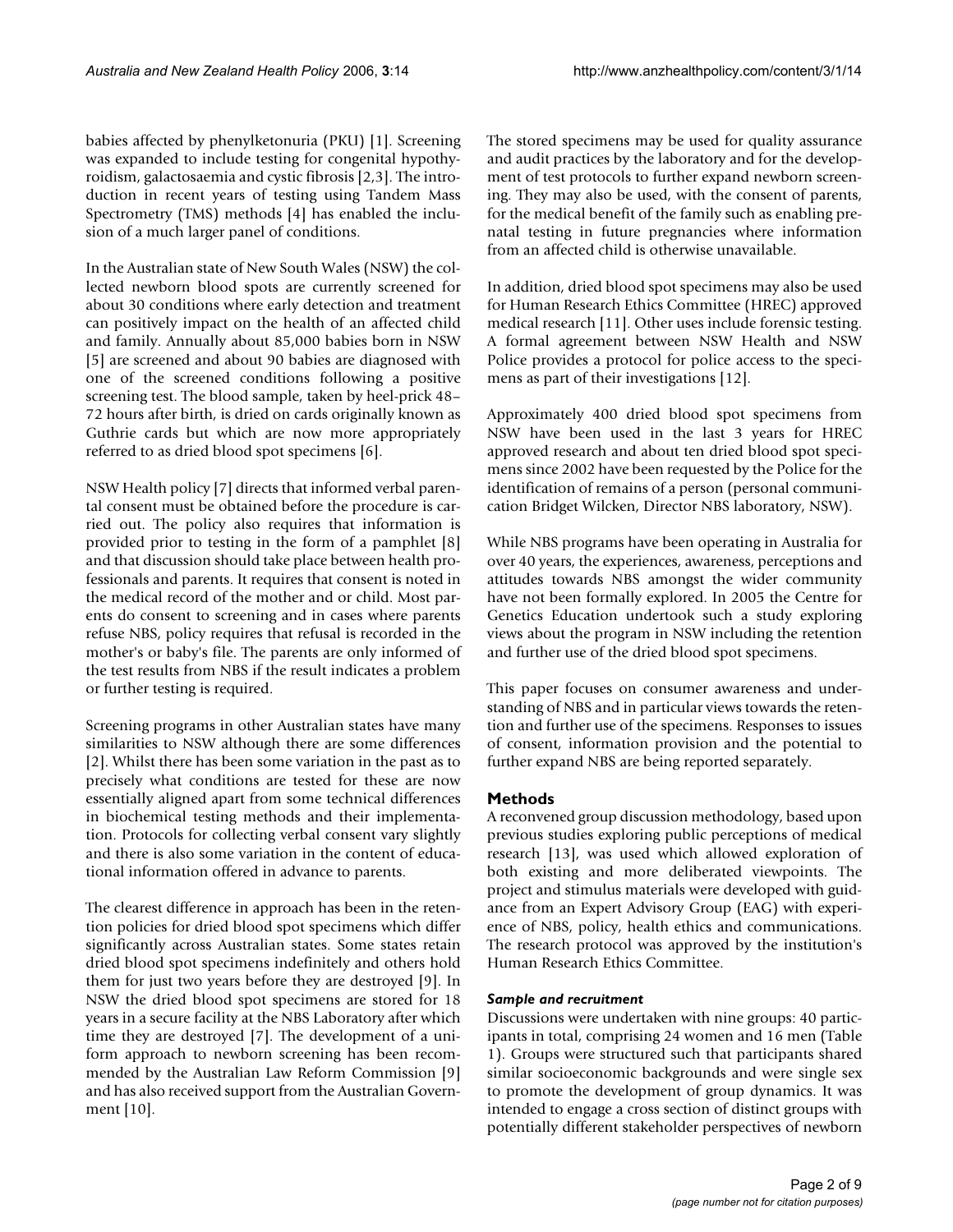babies affected by phenylketonuria (PKU) [1]. Screening was expanded to include testing for congenital hypothyroidism, galactosaemia and cystic fibrosis [2,3]. The introduction in recent years of testing using Tandem Mass Spectrometry (TMS) methods [4] has enabled the inclusion of a much larger panel of conditions.

In the Australian state of New South Wales (NSW) the collected newborn blood spots are currently screened for about 30 conditions where early detection and treatment can positively impact on the health of an affected child and family. Annually about 85,000 babies born in NSW [5] are screened and about 90 babies are diagnosed with one of the screened conditions following a positive screening test. The blood sample, taken by heel-prick 48–72 hours after birth, is dried on cards originally known as Guthrie cards but which are now more appropriately referred to as dried blood spot specimens [6].

NSW Health policy [7] directs that informed verbal parental consent must be obtained before the procedure is carried out. The policy also requires that information is provided prior to testing in the form of a pamphlet [8] and that discussion should take place between health professionals and parents. It requires that consent is noted in the medical record of the mother and or child. Most parents do consent to screening and in cases where parents refuse NBS, policy requires that refusal is recorded in the mother's or baby's file. The parents are only informed of the test results from NBS if the result indicates a problem or further testing is required.

Screening programs in other Australian states have many similarities to NSW although there are some differences [2]. Whilst there has been some variation in the past as to precisely what conditions are tested for these are now essentially aligned apart from some technical differences in biochemical testing methods and their implementation. Protocols for collecting verbal consent vary slightly and there is also some variation in the content of educational information offered in advance to parents.

The clearest difference in approach has been in the retention policies for dried blood spot specimens which differ significantly across Australian states. Some states retain dried blood spot specimens indefinitely and others hold them for just two years before they are destroyed [9]. In NSW the dried blood spot specimens are stored for 18 years in a secure facility at the NBS Laboratory after which time they are destroyed [7]. The development of a uniform approach to newborn screening has been recommended by the Australian Law Reform Commission [9] and has also received support from the Australian Government [10].

The stored specimens may be used for quality assurance and audit practices by the laboratory and for the development of test protocols to further expand newborn screening. They may also be used, with the consent of parents, for the medical benefit of the family such as enabling prenatal testing in future pregnancies where information from an affected child is otherwise unavailable.

In addition, dried blood spot specimens may also be used for Human Research Ethics Committee (HREC) approved medical research [11]. Other uses include forensic testing. A formal agreement between NSW Health and NSW Police provides a protocol for police access to the specimens as part of their investigations [12].

Approximately 400 dried blood spot specimens from NSW have been used in the last 3 years for HREC approved research and about ten dried blood spot specimens since 2002 have been requested by the Police for the identification of remains of a person (personal communication Bridget Wilcken, Director NBS laboratory, NSW).

While NBS programs have been operating in Australia for over 40 years, the experiences, awareness, perceptions and attitudes towards NBS amongst the wider community have not been formally explored. In 2005 the Centre for Genetics Education undertook such a study exploring views about the program in NSW including the retention and further use of the dried blood spot specimens.

This paper focuses on consumer awareness and understanding of NBS and in particular views towards the retention and further use of the specimens. Responses to issues of consent, information provision and the potential to further expand NBS are being reported separately.

## Methods

A reconvened group discussion methodology, based upon previous studies exploring public perceptions of medical research [13], was used which allowed exploration of both existing and more deliberated viewpoints. The project and stimulus materials were developed with guidance from an Expert Advisory Group (EAG) with experience of NBS, policy, health ethics and communications. The research protocol was approved by the institution's Human Research Ethics Committee.

### *Sample and recruitment*

Discussions were undertaken with nine groups: 40 participants in total, comprising 24 women and 16 men (Table 1). Groups were structured such that participants shared similar socioeconomic backgrounds and were single sex to promote the development of group dynamics. It was intended to engage a cross section of distinct groups with potentially different stakeholder perspectives of newborn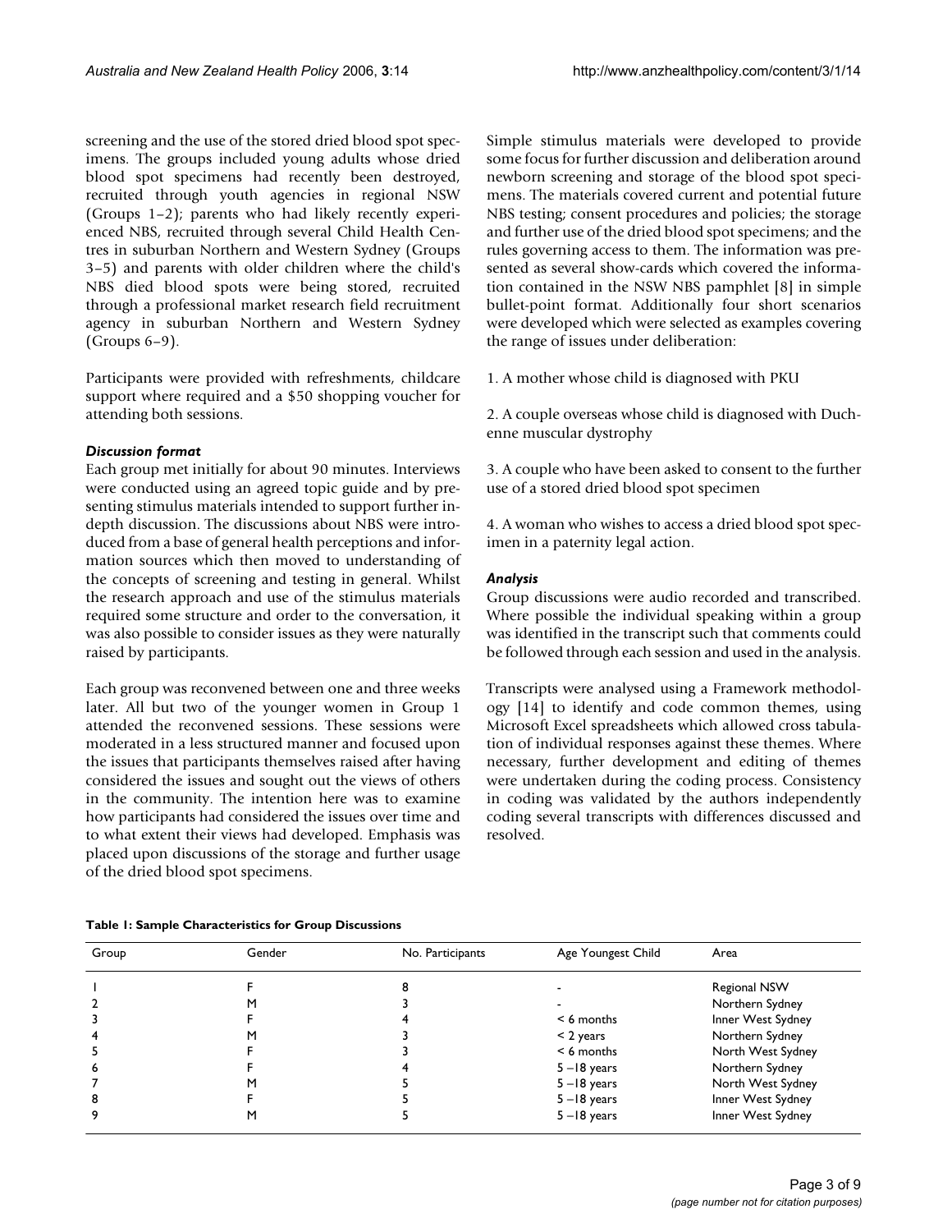screening and the use of the stored dried blood spot specimens. The groups included young adults whose dried blood spot specimens had recently been destroyed, recruited through youth agencies in regional NSW (Groups 1–2); parents who had likely recently experienced NBS, recruited through several Child Health Centres in suburban Northern and Western Sydney (Groups 3–5) and parents with older children where the child's NBS died blood spots were being stored, recruited through a professional market research field recruitment agency in suburban Northern and Western Sydney (Groups 6–9).

Participants were provided with refreshments, childcare support where required and a $50 shopping voucher for attending both sessions.

### *Discussion format*

Each group met initially for about 90 minutes. Interviews were conducted using an agreed topic guide and by presenting stimulus materials intended to support further in-depth discussion. The discussions about NBS were introduced from a base of general health perceptions and information sources which then moved to understanding of the concepts of screening and testing in general. Whilst the research approach and use of the stimulus materials required some structure and order to the conversation, it was also possible to consider issues as they were naturally raised by participants.

Each group was reconvened between one and three weeks later. All but two of the younger women in Group 1 attended the reconvened sessions. These sessions were moderated in a less structured manner and focused upon the issues that participants themselves raised after having considered the issues and sought out the views of others in the community. The intention here was to examine how participants had considered the issues over time and to what extent their views had developed. Emphasis was placed upon discussions of the storage and further usage of the dried blood spot specimens.

Simple stimulus materials were developed to provide some focus for further discussion and deliberation around newborn screening and storage of the blood spot specimens. The materials covered current and potential future NBS testing; consent procedures and policies; the storage and further use of the dried blood spot specimens; and the rules governing access to them. The information was presented as several show-cards which covered the information contained in the NSW NBS pamphlet [8] in simple bullet-point format. Additionally four short scenarios were developed which were selected as examples covering the range of issues under deliberation:

1. A mother whose child is diagnosed with PKU

2. A couple overseas whose child is diagnosed with Duchenne muscular dystrophy

3. A couple who have been asked to consent to the further use of a stored dried blood spot specimen

4. A woman who wishes to access a dried blood spot specimen in a paternity legal action.

### *Analysis*

Group discussions were audio recorded and transcribed. Where possible the individual speaking within a group was identified in the transcript such that comments could be followed through each session and used in the analysis.

Transcripts were analysed using a Framework methodology [14] to identify and code common themes, using Microsoft Excel spreadsheets which allowed cross tabulation of individual responses against these themes. Where necessary, further development and editing of themes were undertaken during the coding process. Consistency in coding was validated by the authors independently coding several transcripts with differences discussed and resolved.

**Table 1: Sample Characteristics for Group Discussions**

| Group | Gender | No. Participants | Age Youngest Child | Area |
|---|---|---|---|---|
| 1 | F | 8 | - | Regional NSW |
| 2 | M | 3 | - | Northern Sydney |
| 3 | F | 4 | < 6 months | Inner West Sydney |
| 4 | M | 3 | < 2 years | Northern Sydney |
| 5 | F | 3 | < 6 months | North West Sydney |
| 6 | F | 4 | 5 –18 years | Northern Sydney |
| 7 | M | 5 | 5 –18 years | North West Sydney |
| 8 | F | 5 | 5 –18 years | Inner West Sydney |
| 9 | M | 5 | 5 –18 years | Inner West Sydney |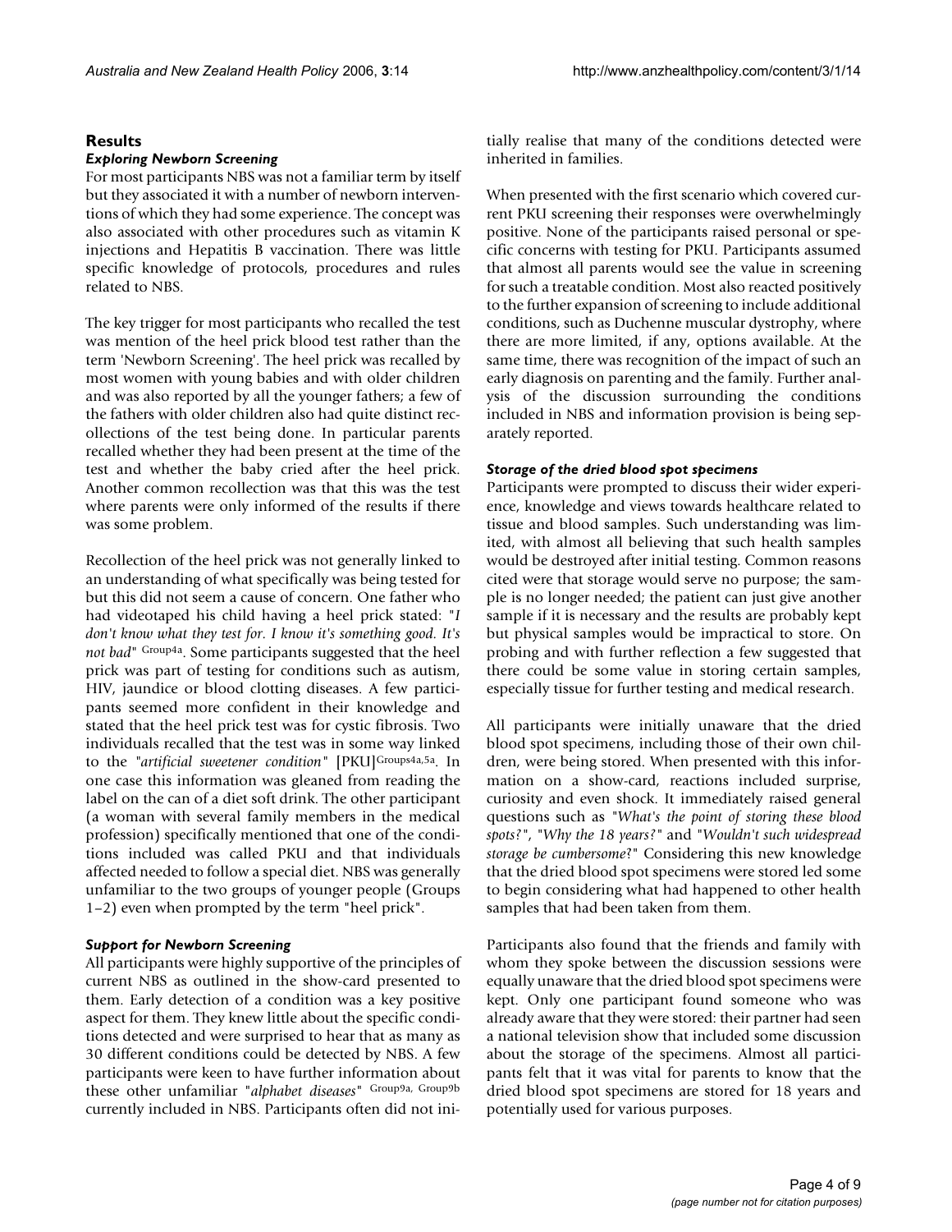## Results

### Exploring Newborn Screening

For most participants NBS was not a familiar term by itself but they associated it with a number of newborn interventions of which they had some experience. The concept was also associated with other procedures such as vitamin K injections and Hepatitis B vaccination. There was little specific knowledge of protocols, procedures and rules related to NBS.

The key trigger for most participants who recalled the test was mention of the heel prick blood test rather than the term 'Newborn Screening'. The heel prick was recalled by most women with young babies and with older children and was also reported by all the younger fathers; a few of the fathers with older children also had quite distinct recollections of the test being done. In particular parents recalled whether they had been present at the time of the test and whether the baby cried after the heel prick. Another common recollection was that this was the test where parents were only informed of the results if there was some problem.

Recollection of the heel prick was not generally linked to an understanding of what specifically was being tested for but this did not seem a cause of concern. One father who had videotaped his child having a heel prick stated: "*I don't know what they test for. I know it's something good. It's not bad*" [Group4a]. Some participants suggested that the heel prick was part of testing for conditions such as autism, HIV, jaundice or blood clotting diseases. A few participants seemed more confident in their knowledge and stated that the heel prick test was for cystic fibrosis. Two individuals recalled that the test was in some way linked to the "*artificial sweetener condition*" [PKU][Groups4a,5a]. In one case this information was gleaned from reading the label on the can of a diet soft drink. The other participant (a woman with several family members in the medical profession) specifically mentioned that one of the conditions included was called PKU and that individuals affected needed to follow a special diet. NBS was generally unfamiliar to the two groups of younger people (Groups 1–2) even when prompted by the term "heel prick".

### Support for Newborn Screening

All participants were highly supportive of the principles of current NBS as outlined in the show-card presented to them. Early detection of a condition was a key positive aspect for them. They knew little about the specific conditions detected and were surprised to hear that as many as 30 different conditions could be detected by NBS. A few participants were keen to have further information about these other unfamiliar "*alphabet diseases*" [Group9a, Group9b] currently included in NBS. Participants often did not initially realise that many of the conditions detected were inherited in families.

When presented with the first scenario which covered current PKU screening their responses were overwhelmingly positive. None of the participants raised personal or specific concerns with testing for PKU. Participants assumed that almost all parents would see the value in screening for such a treatable condition. Most also reacted positively to the further expansion of screening to include additional conditions, such as Duchenne muscular dystrophy, where there are more limited, if any, options available. At the same time, there was recognition of the impact of such an early diagnosis on parenting and the family. Further analysis of the discussion surrounding the conditions included in NBS and information provision is being separately reported.

### Storage of the dried blood spot specimens

Participants were prompted to discuss their wider experience, knowledge and views towards healthcare related to tissue and blood samples. Such understanding was limited, with almost all believing that such health samples would be destroyed after initial testing. Common reasons cited were that storage would serve no purpose; the sample is no longer needed; the patient can just give another sample if it is necessary and the results are probably kept but physical samples would be impractical to store. On probing and with further reflection a few suggested that there could be some value in storing certain samples, especially tissue for further testing and medical research.

All participants were initially unaware that the dried blood spot specimens, including those of their own children, were being stored. When presented with this information on a show-card, reactions included surprise, curiosity and even shock. It immediately raised general questions such as "*What's the point of storing these blood spots?*", "*Why the 18 years?*" and "*Wouldn't such widespread storage be cumbersome*?" Considering this new knowledge that the dried blood spot specimens were stored led some to begin considering what had happened to other health samples that had been taken from them.

Participants also found that the friends and family with whom they spoke between the discussion sessions were equally unaware that the dried blood spot specimens were kept. Only one participant found someone who was already aware that they were stored: their partner had seen a national television show that included some discussion about the storage of the specimens. Almost all participants felt that it was vital for parents to know that the dried blood spot specimens are stored for 18 years and potentially used for various purposes.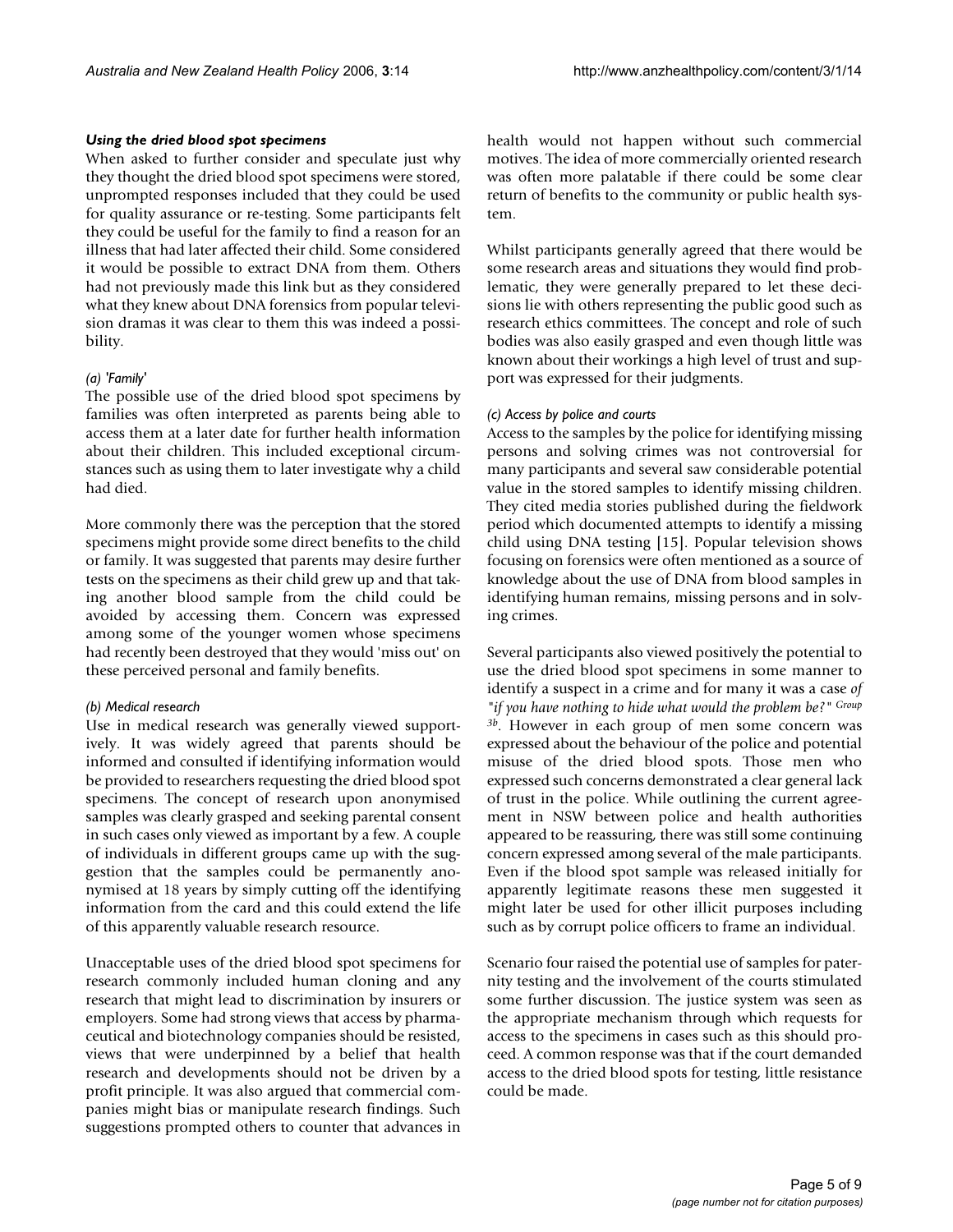### *Using the dried blood spot specimens*

When asked to further consider and speculate just why they thought the dried blood spot specimens were stored, unprompted responses included that they could be used for quality assurance or re-testing. Some participants felt they could be useful for the family to find a reason for an illness that had later affected their child. Some considered it would be possible to extract DNA from them. Others had not previously made this link but as they considered what they knew about DNA forensics from popular television dramas it was clear to them this was indeed a possibility.

#### *(a) 'Family'*

The possible use of the dried blood spot specimens by families was often interpreted as parents being able to access them at a later date for further health information about their children. This included exceptional circumstances such as using them to later investigate why a child had died.

More commonly there was the perception that the stored specimens might provide some direct benefits to the child or family. It was suggested that parents may desire further tests on the specimens as their child grew up and that taking another blood sample from the child could be avoided by accessing them. Concern was expressed among some of the younger women whose specimens had recently been destroyed that they would 'miss out' on these perceived personal and family benefits.

#### *(b) Medical research*

Use in medical research was generally viewed supportively. It was widely agreed that parents should be informed and consulted if identifying information would be provided to researchers requesting the dried blood spot specimens. The concept of research upon anonymised samples was clearly grasped and seeking parental consent in such cases only viewed as important by a few. A couple of individuals in different groups came up with the suggestion that the samples could be permanently anonymised at 18 years by simply cutting off the identifying information from the card and this could extend the life of this apparently valuable research resource.

Unacceptable uses of the dried blood spot specimens for research commonly included human cloning and any research that might lead to discrimination by insurers or employers. Some had strong views that access by pharmaceutical and biotechnology companies should be resisted, views that were underpinned by a belief that health research and developments should not be driven by a profit principle. It was also argued that commercial companies might bias or manipulate research findings. Such suggestions prompted others to counter that advances in health would not happen without such commercial motives. The idea of more commercially oriented research was often more palatable if there could be some clear return of benefits to the community or public health system.

Whilst participants generally agreed that there would be some research areas and situations they would find problematic, they were generally prepared to let these decisions lie with others representing the public good such as research ethics committees. The concept and role of such bodies was also easily grasped and even though little was known about their workings a high level of trust and support was expressed for their judgments.

#### *(c) Access by police and courts*

Access to the samples by the police for identifying missing persons and solving crimes was not controversial for many participants and several saw considerable potential value in the stored samples to identify missing children. They cited media stories published during the fieldwork period which documented attempts to identify a missing child using DNA testing [15]. Popular television shows focusing on forensics were often mentioned as a source of knowledge about the use of DNA from blood samples in identifying human remains, missing persons and in solving crimes.

Several participants also viewed positively the potential to use the dried blood spot specimens in some manner to identify a suspect in a crime and for many it was a case *of "if you have nothing to hide what would the problem be?" Group 3b*. However in each group of men some concern was expressed about the behaviour of the police and potential misuse of the dried blood spots. Those men who expressed such concerns demonstrated a clear general lack of trust in the police. While outlining the current agreement in NSW between police and health authorities appeared to be reassuring, there was still some continuing concern expressed among several of the male participants. Even if the blood spot sample was released initially for apparently legitimate reasons these men suggested it might later be used for other illicit purposes including such as by corrupt police officers to frame an individual.

Scenario four raised the potential use of samples for paternity testing and the involvement of the courts stimulated some further discussion. The justice system was seen as the appropriate mechanism through which requests for access to the specimens in cases such as this should proceed. A common response was that if the court demanded access to the dried blood spots for testing, little resistance could be made.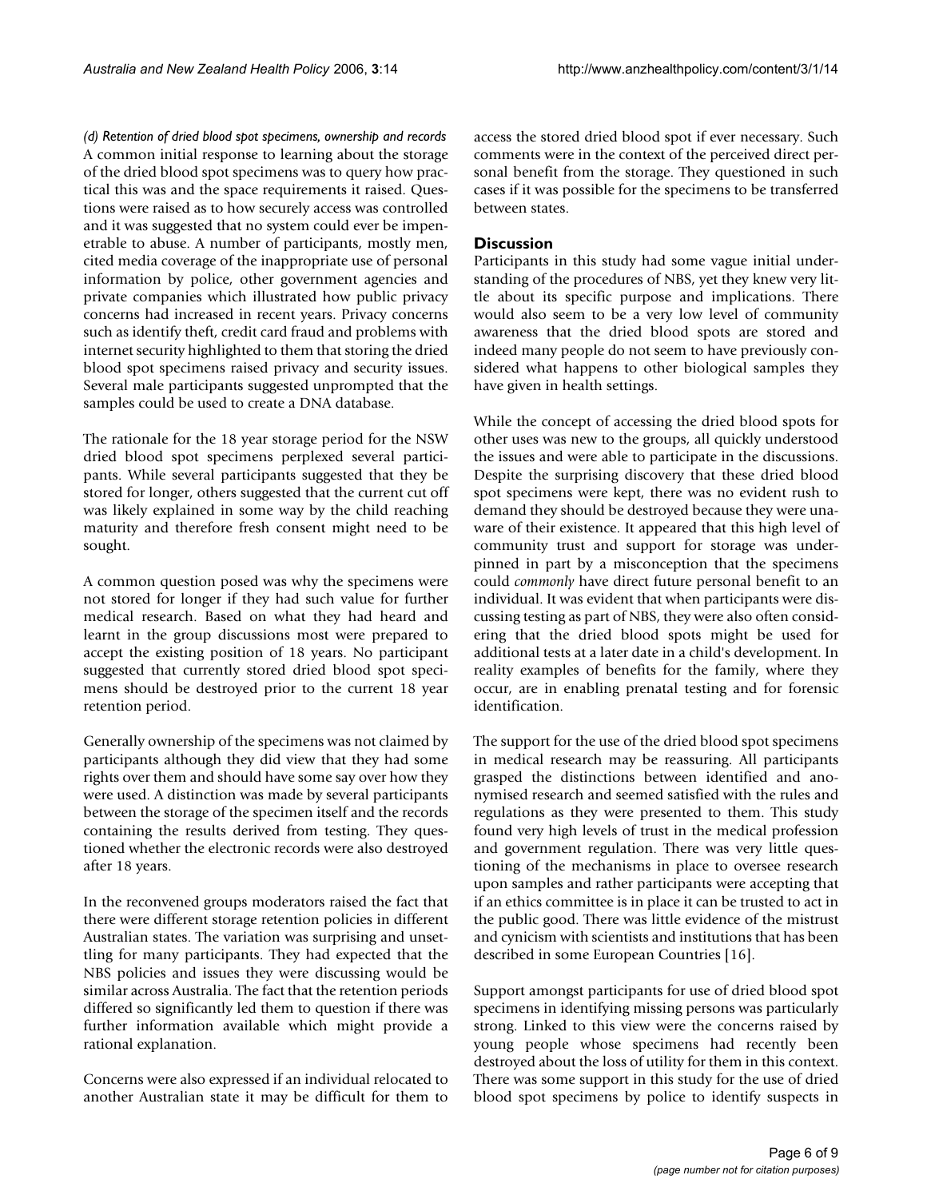*(d) Retention of dried blood spot specimens, ownership and records*

A common initial response to learning about the storage of the dried blood spot specimens was to query how practical this was and the space requirements it raised. Questions were raised as to how securely access was controlled and it was suggested that no system could ever be impenetrable to abuse. A number of participants, mostly men, cited media coverage of the inappropriate use of personal information by police, other government agencies and private companies which illustrated how public privacy concerns had increased in recent years. Privacy concerns such as identify theft, credit card fraud and problems with internet security highlighted to them that storing the dried blood spot specimens raised privacy and security issues. Several male participants suggested unprompted that the samples could be used to create a DNA database.

The rationale for the 18 year storage period for the NSW dried blood spot specimens perplexed several participants. While several participants suggested that they be stored for longer, others suggested that the current cut off was likely explained in some way by the child reaching maturity and therefore fresh consent might need to be sought.

A common question posed was why the specimens were not stored for longer if they had such value for further medical research. Based on what they had heard and learnt in the group discussions most were prepared to accept the existing position of 18 years. No participant suggested that currently stored dried blood spot specimens should be destroyed prior to the current 18 year retention period.

Generally ownership of the specimens was not claimed by participants although they did view that they had some rights over them and should have some say over how they were used. A distinction was made by several participants between the storage of the specimen itself and the records containing the results derived from testing. They questioned whether the electronic records were also destroyed after 18 years.

In the reconvened groups moderators raised the fact that there were different storage retention policies in different Australian states. The variation was surprising and unsettling for many participants. They had expected that the NBS policies and issues they were discussing would be similar across Australia. The fact that the retention periods differed so significantly led them to question if there was further information available which might provide a rational explanation.

Concerns were also expressed if an individual relocated to another Australian state it may be difficult for them to access the stored dried blood spot if ever necessary. Such comments were in the context of the perceived direct personal benefit from the storage. They questioned in such cases if it was possible for the specimens to be transferred between states.

## Discussion

Participants in this study had some vague initial understanding of the procedures of NBS, yet they knew very little about its specific purpose and implications. There would also seem to be a very low level of community awareness that the dried blood spots are stored and indeed many people do not seem to have previously considered what happens to other biological samples they have given in health settings.

While the concept of accessing the dried blood spots for other uses was new to the groups, all quickly understood the issues and were able to participate in the discussions. Despite the surprising discovery that these dried blood spot specimens were kept, there was no evident rush to demand they should be destroyed because they were unaware of their existence. It appeared that this high level of community trust and support for storage was underpinned in part by a misconception that the specimens could *commonly* have direct future personal benefit to an individual. It was evident that when participants were discussing testing as part of NBS, they were also often considering that the dried blood spots might be used for additional tests at a later date in a child's development. In reality examples of benefits for the family, where they occur, are in enabling prenatal testing and for forensic identification.

The support for the use of the dried blood spot specimens in medical research may be reassuring. All participants grasped the distinctions between identified and anonymised research and seemed satisfied with the rules and regulations as they were presented to them. This study found very high levels of trust in the medical profession and government regulation. There was very little questioning of the mechanisms in place to oversee research upon samples and rather participants were accepting that if an ethics committee is in place it can be trusted to act in the public good. There was little evidence of the mistrust and cynicism with scientists and institutions that has been described in some European Countries [16].

Support amongst participants for use of dried blood spot specimens in identifying missing persons was particularly strong. Linked to this view were the concerns raised by young people whose specimens had recently been destroyed about the loss of utility for them in this context. There was some support in this study for the use of dried blood spot specimens by police to identify suspects in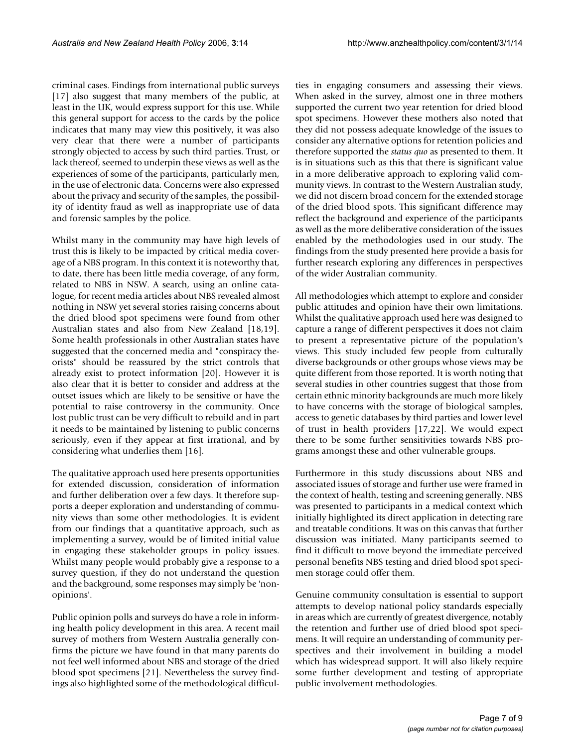criminal cases. Findings from international public surveys [17] also suggest that many members of the public, at least in the UK, would express support for this use. While this general support for access to the cards by the police indicates that many may view this positively, it was also very clear that there were a number of participants strongly objected to access by such third parties. Trust, or lack thereof, seemed to underpin these views as well as the experiences of some of the participants, particularly men, in the use of electronic data. Concerns were also expressed about the privacy and security of the samples, the possibility of identity fraud as well as inappropriate use of data and forensic samples by the police.

Whilst many in the community may have high levels of trust this is likely to be impacted by critical media coverage of a NBS program. In this context it is noteworthy that, to date, there has been little media coverage, of any form, related to NBS in NSW. A search, using an online catalogue, for recent media articles about NBS revealed almost nothing in NSW yet several stories raising concerns about the dried blood spot specimens were found from other Australian states and also from New Zealand [18,19]. Some health professionals in other Australian states have suggested that the concerned media and "conspiracy theorists" should be reassured by the strict controls that already exist to protect information [20]. However it is also clear that it is better to consider and address at the outset issues which are likely to be sensitive or have the potential to raise controversy in the community. Once lost public trust can be very difficult to rebuild and in part it needs to be maintained by listening to public concerns seriously, even if they appear at first irrational, and by considering what underlies them [16].

The qualitative approach used here presents opportunities for extended discussion, consideration of information and further deliberation over a few days. It therefore supports a deeper exploration and understanding of community views than some other methodologies. It is evident from our findings that a quantitative approach, such as implementing a survey, would be of limited initial value in engaging these stakeholder groups in policy issues. Whilst many people would probably give a response to a survey question, if they do not understand the question and the background, some responses may simply be 'non-opinions'.

Public opinion polls and surveys do have a role in informing health policy development in this area. A recent mail survey of mothers from Western Australia generally confirms the picture we have found in that many parents do not feel well informed about NBS and storage of the dried blood spot specimens [21]. Nevertheless the survey findings also highlighted some of the methodological difficulties in engaging consumers and assessing their views. When asked in the survey, almost one in three mothers supported the current two year retention for dried blood spot specimens. However these mothers also noted that they did not possess adequate knowledge of the issues to consider any alternative options for retention policies and therefore supported the *status quo* as presented to them. It is in situations such as this that there is significant value in a more deliberative approach to exploring valid community views. In contrast to the Western Australian study, we did not discern broad concern for the extended storage of the dried blood spots. This significant difference may reflect the background and experience of the participants as well as the more deliberative consideration of the issues enabled by the methodologies used in our study. The findings from the study presented here provide a basis for further research exploring any differences in perspectives of the wider Australian community.

All methodologies which attempt to explore and consider public attitudes and opinion have their own limitations. Whilst the qualitative approach used here was designed to capture a range of different perspectives it does not claim to present a representative picture of the population's views. This study included few people from culturally diverse backgrounds or other groups whose views may be quite different from those reported. It is worth noting that several studies in other countries suggest that those from certain ethnic minority backgrounds are much more likely to have concerns with the storage of biological samples, access to genetic databases by third parties and lower level of trust in health providers [17,22]. We would expect there to be some further sensitivities towards NBS programs amongst these and other vulnerable groups.

Furthermore in this study discussions about NBS and associated issues of storage and further use were framed in the context of health, testing and screening generally. NBS was presented to participants in a medical context which initially highlighted its direct application in detecting rare and treatable conditions. It was on this canvas that further discussion was initiated. Many participants seemed to find it difficult to move beyond the immediate perceived personal benefits NBS testing and dried blood spot specimen storage could offer them.

Genuine community consultation is essential to support attempts to develop national policy standards especially in areas which are currently of greatest divergence, notably the retention and further use of dried blood spot specimens. It will require an understanding of community perspectives and their involvement in building a model which has widespread support. It will also likely require some further development and testing of appropriate public involvement methodologies.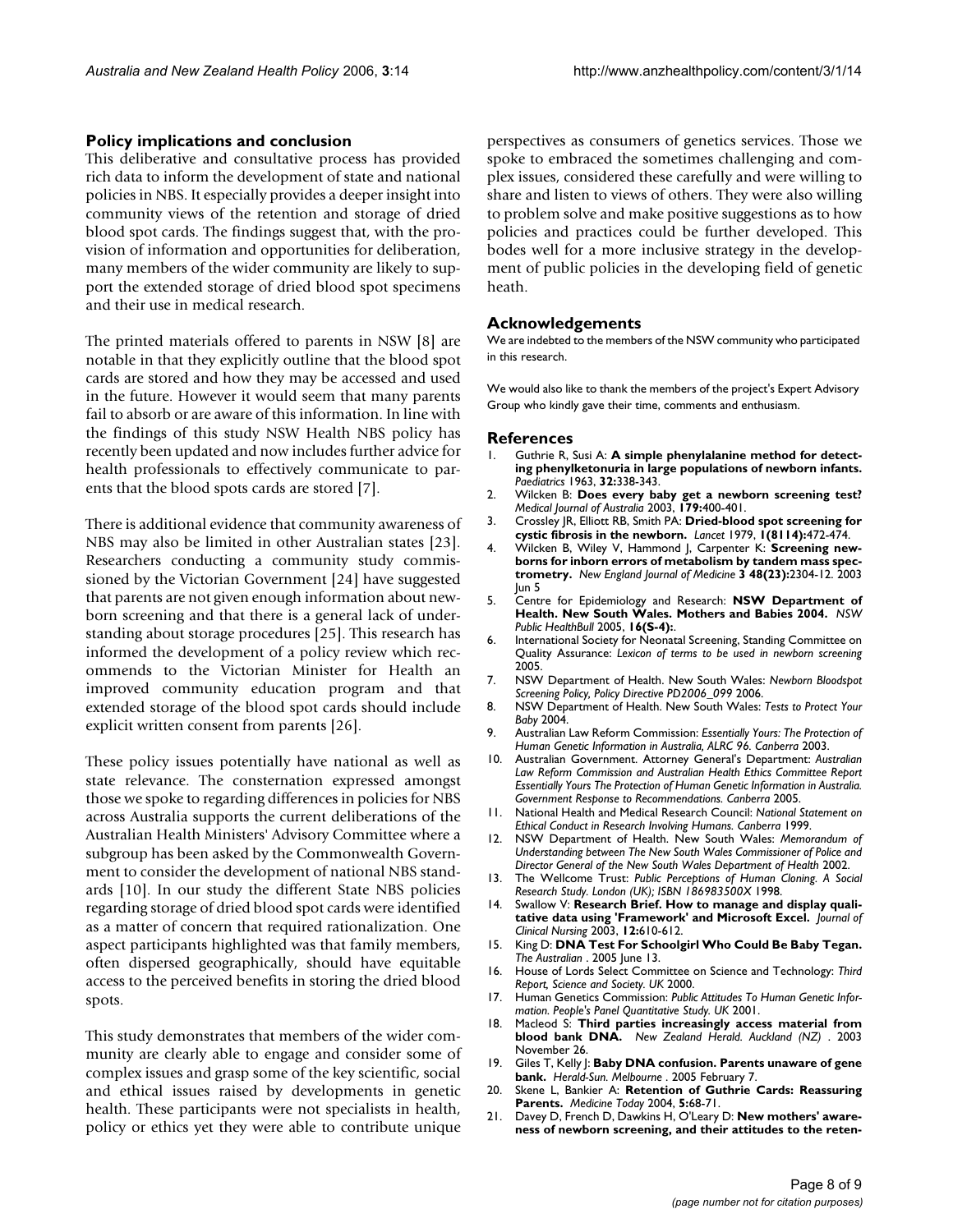## Policy implications and conclusion

This deliberative and consultative process has provided rich data to inform the development of state and national policies in NBS. It especially provides a deeper insight into community views of the retention and storage of dried blood spot cards. The findings suggest that, with the provision of information and opportunities for deliberation, many members of the wider community are likely to support the extended storage of dried blood spot specimens and their use in medical research.

The printed materials offered to parents in NSW [8] are notable in that they explicitly outline that the blood spot cards are stored and how they may be accessed and used in the future. However it would seem that many parents fail to absorb or are aware of this information. In line with the findings of this study NSW Health NBS policy has recently been updated and now includes further advice for health professionals to effectively communicate to parents that the blood spots cards are stored [7].

There is additional evidence that community awareness of NBS may also be limited in other Australian states [23]. Researchers conducting a community study commissioned by the Victorian Government [24] have suggested that parents are not given enough information about newborn screening and that there is a general lack of understanding about storage procedures [25]. This research has informed the development of a policy review which recommends to the Victorian Minister for Health an improved community education program and that extended storage of the blood spot cards should include explicit written consent from parents [26].

These policy issues potentially have national as well as state relevance. The consternation expressed amongst those we spoke to regarding differences in policies for NBS across Australia supports the current deliberations of the Australian Health Ministers' Advisory Committee where a subgroup has been asked by the Commonwealth Government to consider the development of national NBS standards [10]. In our study the different State NBS policies regarding storage of dried blood spot cards were identified as a matter of concern that required rationalization. One aspect participants highlighted was that family members, often dispersed geographically, should have equitable access to the perceived benefits in storing the dried blood spots.

This study demonstrates that members of the wider community are clearly able to engage and consider some of complex issues and grasp some of the key scientific, social and ethical issues raised by developments in genetic health. These participants were not specialists in health, policy or ethics yet they were able to contribute unique perspectives as consumers of genetics services. Those we spoke to embraced the sometimes challenging and complex issues, considered these carefully and were willing to share and listen to views of others. They were also willing to problem solve and make positive suggestions as to how policies and practices could be further developed. This bodes well for a more inclusive strategy in the development of public policies in the developing field of genetic heath.

## Acknowledgements

We are indebted to the members of the NSW community who participated in this research.

We would also like to thank the members of the project's Expert Advisory Group who kindly gave their time, comments and enthusiasm.

## References

1. Guthrie R, Susi A: **A simple phenylalanine method for detecting phenylketonuria in large populations of newborn infants.** *Paediatrics* 1963, **32:**338-343.
2. Wilcken B: **Does every baby get a newborn screening test?** *Medical Journal of Australia* 2003, **179:**400-401.
3. Crossley JR, Elliott RB, Smith PA: **Dried-blood spot screening for cystic fibrosis in the newborn.** *Lancet* 1979, **1(8114):**472-474.
4. Wilcken B, Wiley V, Hammond J, Carpenter K: **Screening newborns for inborn errors of metabolism by tandem mass spectrometry.** *New England Journal of Medicine* **3 48(23):**2304-12. 2003 Jun 5
5. Centre for Epidemiology and Research: **NSW Department of Health. New South Wales. Mothers and Babies 2004.** *NSW Public HealthBull* 2005, **16(S-4):**.
6. International Society for Neonatal Screening, Standing Committee on Quality Assurance: *Lexicon of terms to be used in newborn screening* 2005.
7. NSW Department of Health. New South Wales: *Newborn Bloodspot Screening Policy, Policy Directive PD2006_099* 2006.
8. NSW Department of Health. New South Wales: *Tests to Protect Your Baby* 2004.
9. Australian Law Reform Commission: *Essentially Yours: The Protection of Human Genetic Information in Australia, ALRC 96. Canberra* 2003.
10. Australian Government. Attorney General's Department: *Australian Law Reform Commission and Australian Health Ethics Committee Report Essentially Yours The Protection of Human Genetic Information in Australia. Government Response to Recommendations. Canberra* 2005.
11. National Health and Medical Research Council: *National Statement on Ethical Conduct in Research Involving Humans. Canberra* 1999.
12. NSW Department of Health. New South Wales: *Memorandum of Understanding between The New South Wales Commissioner of Police and Director General of the New South Wales Department of Health* 2002.
13. The Wellcome Trust: *Public Perceptions of Human Cloning. A Social Research Study. London (UK); ISBN 186983500X* 1998.
14. Swallow V: **Research Brief. How to manage and display qualitative data using 'Framework' and Microsoft Excel.** *Journal of Clinical Nursing* 2003, **12:**610-612.
15. King D: **DNA Test For Schoolgirl Who Could Be Baby Tegan.** *The Australian* . 2005 June 13.
16. House of Lords Select Committee on Science and Technology: *Third Report, Science and Society. UK* 2000.
17. Human Genetics Commission: *Public Attitudes To Human Genetic Information. People's Panel Quantitative Study. UK* 2001.
18. Macleod S: **Third parties increasingly access material from blood bank DNA.** *New Zealand Herald. Auckland (NZ)* . 2003 November 26.
19. Giles T, Kelly J: **Baby DNA confusion. Parents unaware of gene bank.** *Herald-Sun. Melbourne* . 2005 February 7.
20. Skene L, Bankier A: **Retention of Guthrie Cards: Reassuring Parents.** *Medicine Today* 2004, **5:**68-71.
21. Davey D, French D, Dawkins H, O'Leary D: **New mothers' awareness of newborn screening, and their attitudes to the reten-**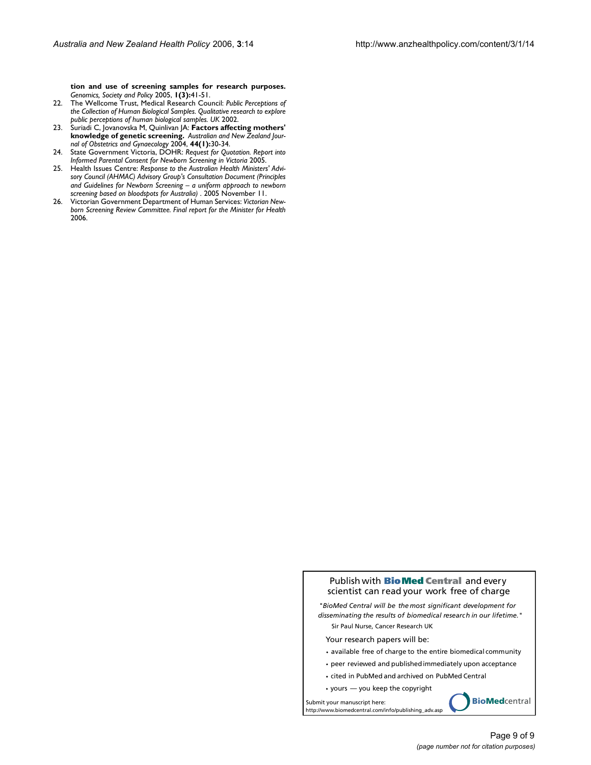**tion and use of screening samples for research purposes.** *Genomics, Society and Policy* 2005, **1(3):**41-51.

22. The Wellcome Trust, Medical Research Council: *Public Perceptions of the Collection of Human Biological Samples. Qualitative research to explore public perceptions of human biological samples. UK* 2002.
23. Suriadi C, Jovanovska M, Quinlivan JA: **Factors affecting mothers' knowledge of genetic screening.** *Australian and New Zealand Journal of Obstetrics and Gynaecology* 2004, **44(1):**30-34.
24. State Government Victoria, DOHR: *Request for Quotation. Report into Informed Parental Consent for Newborn Screening in Victoria* 2005.
25. Health Issues Centre: *Response to the Australian Health Ministers' Advisory Council (AHMAC) Advisory Group's Consultation Document (Principles and Guidelines for Newborn Screening – a uniform approach to newborn screening based on bloodspots for Australia)* . 2005 November 11.
26. Victorian Government Department of Human Services: *Victorian Newborn Screening Review Committee. Final report for the Minister for Health* 2006.

Publish with **BioMed Central** and every scientist can read your work free of charge

*"BioMed Central will be the most significant development for disseminating the results of biomedical research in our lifetime."*

Sir Paul Nurse, Cancer Research UK

Your research papers will be:

- available free of charge to the entire biomedical community
- peer reviewed and published immediately upon acceptance
- cited in PubMed and archived on PubMed Central
- yours — you keep the copyright

Submit your manuscript here:
http://www.biomedcentral.com/info/publishing_adv.asp

**BioMed**central